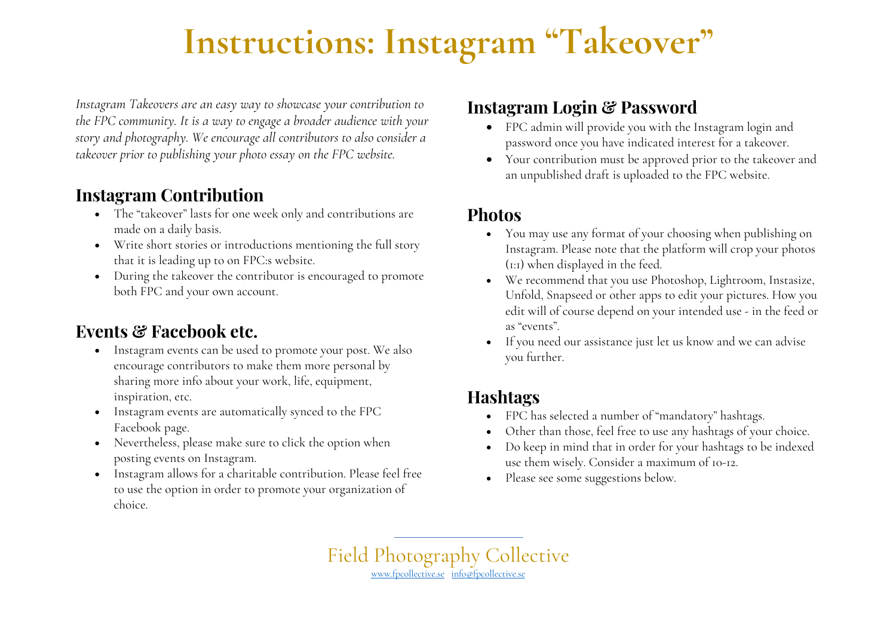# Instructions: Instagram "Takeover"

*Instagram Takeovers are an easy way to showcase your contribution to the FPC community. It is a way to engage a broader audience with your story and photography. We encourage all contributors to also consider a takeover prior to publishing your photo essay on the FPC website.*

## Instagram Contribution

- The "takeover" lasts for one week only and contributions are made on a daily basis.
- Write short stories or introductions mentioning the full story that it is leading up to on FPC:s website.
- During the takeover the contributor is encouraged to promote both FPC and your own account.

## Events & Facebook etc.

- Instagram events can be used to promote your post. We also encourage contributors to make them more personal by sharing more info about your work, life, equipment, inspiration, etc.
- Instagram events are automatically synced to the FPC Facebook page.
- Nevertheless, please make sure to click the option when posting events on Instagram.
- Instagram allows for a charitable contribution. Please feel free to use the option in order to promote your organization of choice.

## Instagram Login & Password

- FPC admin will provide you with the Instagram login and password once you have indicated interest for a takeover.
- Your contribution must be approved prior to the takeover and an unpublished draft is uploaded to the FPC website.

## Photos

- You may use any format of your choosing when publishing on Instagram. Please note that the platform will crop your photos (1:1) when displayed in the feed.
- We recommend that you use Photoshop, Lightroom, Instasize, Unfold, Snapseed or other apps to edit your pictures. How you edit will of course depend on your intended use - in the feed or as "events".
- If you need our assistance just let us know and we can advise you further.

## Hashtags

- FPC has selected a number of "mandatory" hashtags.
- Other than those, feel free to use any hashtags of your choice.
- Do keep in mind that in order for your hashtags to be indexed use them wisely. Consider a maximum of 10-12.
- Please see some suggestions below.

Field Photography Collective

www.fpcollective.se info@fpcollective.se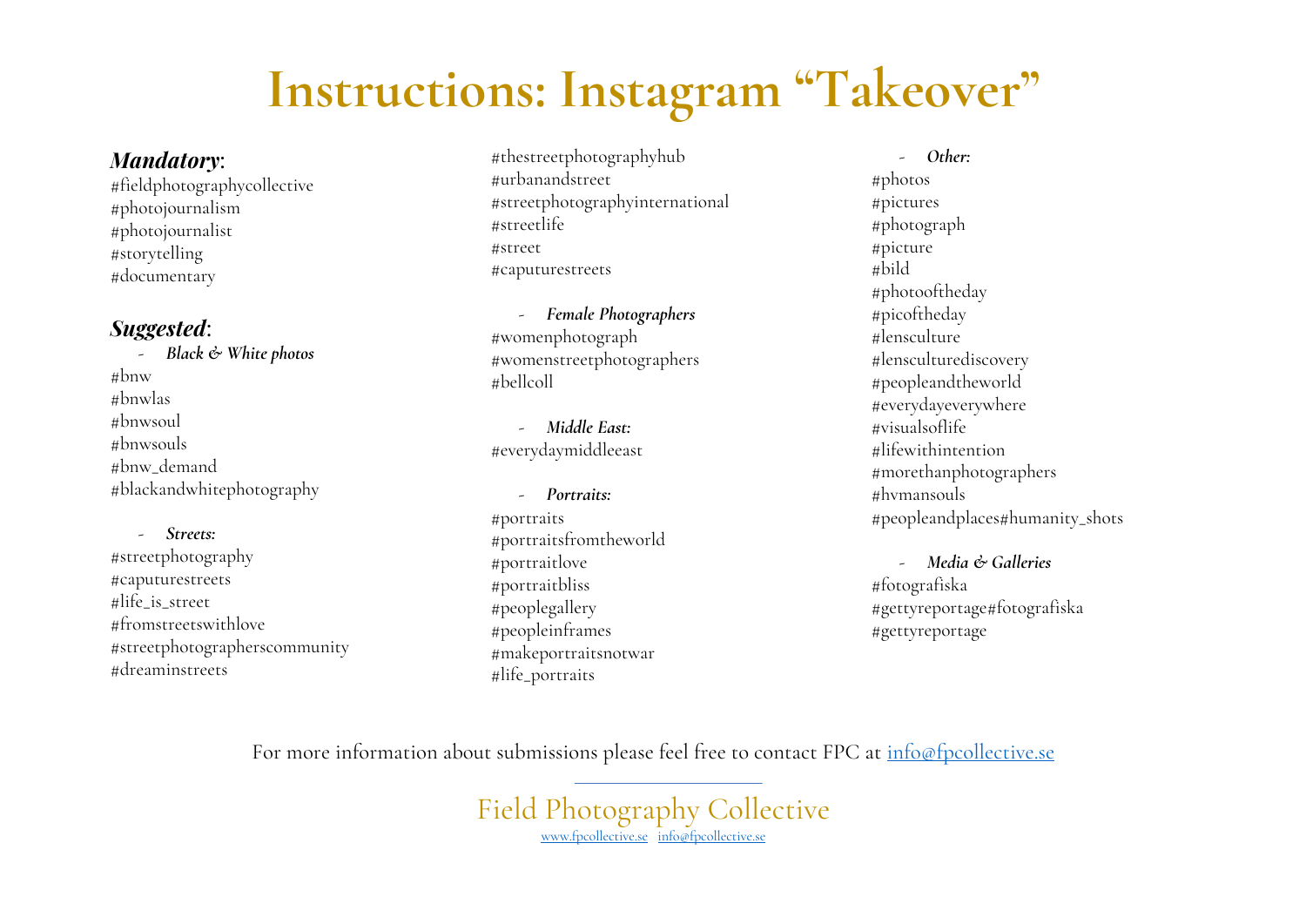# Instructions: Instagram "Takeover"

***Mandatory***:

#fieldphotographycollective
#photojournalism
#photojournalist
#storytelling
#documentary

***Suggested***:

- ***Black & White photos***

#bnw
#bnwlas
#bnwsoul
#bnwsouls
#bnw_demand
#blackandwhitephotography

- ***Streets:***

#streetphotography
#caputurestreets
#life_is_street
#fromstreetswithlove
#streetphotographerscommunity
#dreaminstreets
#thestreetphotographyhub
#urbanandstreet
#streetphotographyinternational
#streetlife
#street
#caputurestreets

- ***Female Photographers***

#womenphotograph
#womenstreetphotographers
#bellcoll

- ***Middle East:***

#everydaymiddleeast

- ***Portraits:***

#portraits
#portraitsfromtheworld
#portraitlove
#portraitbliss
#peoplegallery
#peopleinframes
#makeportraitsnotwar
#life_portraits

- ***Other:***

#photos
#pictures
#photograph
#picture
#bild
#photooftheday
#picoftheday
#lensculture
#lensculturediscovery
#peopleandtheworld
#everydayeverywhere
#visualsoflife
#lifewithintention
#morethanphotographers
#hvmansouls
#peopleandplaces#humanity_shots

- ***Media & Galleries***

#fotografiska
#gettyreportage#fotografiska
#gettyreportage

For more information about submissions please feel free to contact FPC at info@fpcollective.se

---

Field Photography Collective
www.fpcollective.se info@fpcollective.se